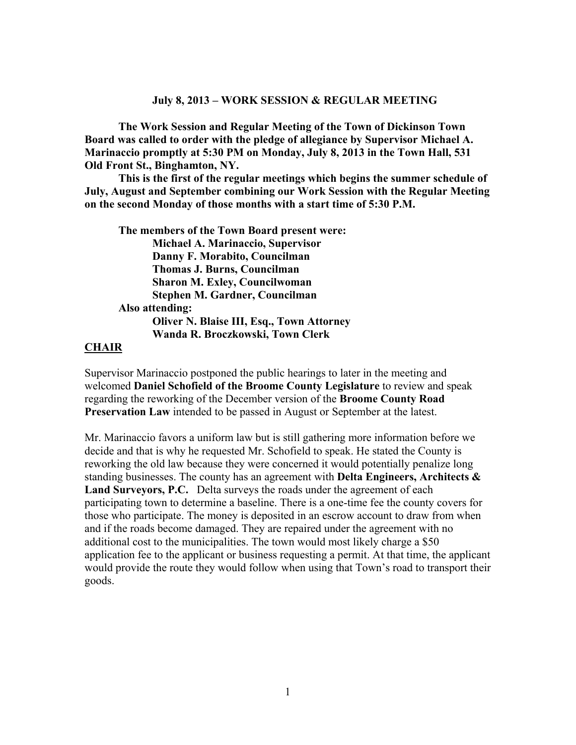**July 8, 2013 – WORK SESSION & REGULAR MEETING**

**The Work Session and Regular Meeting of the Town of Dickinson Town Board was called to order with the pledge of allegiance by Supervisor Michael A. Marinaccio promptly at 5:30 PM on Monday, July 8, 2013 in the Town Hall, 531 Old Front St., Binghamton, NY.**

**This is the first of the regular meetings which begins the summer schedule of July, August and September combining our Work Session with the Regular Meeting on the second Monday of those months with a start time of 5:30 P.M.**

**The members of the Town Board present were:**
**Michael A. Marinaccio, Supervisor**
**Danny F. Morabito, Councilman**
**Thomas J. Burns, Councilman**
**Sharon M. Exley, Councilwoman**
**Stephen M. Gardner, Councilman**

**Also attending:**
**Oliver N. Blaise III, Esq., Town Attorney**
**Wanda R. Broczkowski, Town Clerk**

**CHAIR**

Supervisor Marinaccio postponed the public hearings to later in the meeting and welcomed **Daniel Schofield of the Broome County Legislature** to review and speak regarding the reworking of the December version of the **Broome County Road Preservation Law** intended to be passed in August or September at the latest.

Mr. Marinaccio favors a uniform law but is still gathering more information before we decide and that is why he requested Mr. Schofield to speak. He stated the County is reworking the old law because they were concerned it would potentially penalize long standing businesses. The county has an agreement with **Delta Engineers, Architects & Land Surveyors, P.C.** Delta surveys the roads under the agreement of each participating town to determine a baseline. There is a one-time fee the county covers for those who participate. The money is deposited in an escrow account to draw from when and if the roads become damaged. They are repaired under the agreement with no additional cost to the municipalities. The town would most likely charge a $50 application fee to the applicant or business requesting a permit. At that time, the applicant would provide the route they would follow when using that Town's road to transport their goods.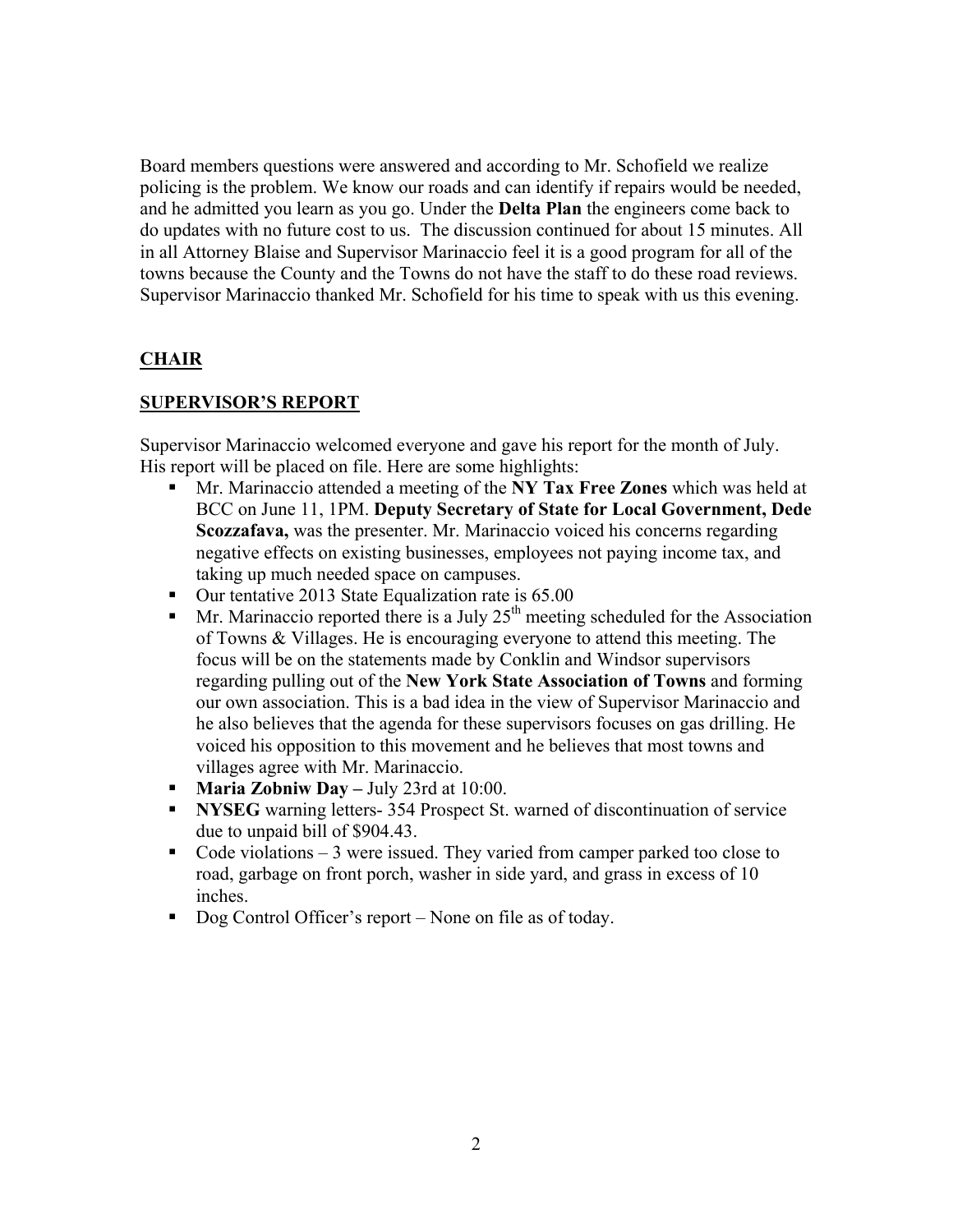Board members questions were answered and according to Mr. Schofield we realize policing is the problem. We know our roads and can identify if repairs would be needed, and he admitted you learn as you go. Under the **Delta Plan** the engineers come back to do updates with no future cost to us. The discussion continued for about 15 minutes. All in all Attorney Blaise and Supervisor Marinaccio feel it is a good program for all of the towns because the County and the Towns do not have the staff to do these road reviews. Supervisor Marinaccio thanked Mr. Schofield for his time to speak with us this evening.

## **CHAIR**

## **SUPERVISOR'S REPORT**

Supervisor Marinaccio welcomed everyone and gave his report for the month of July. His report will be placed on file. Here are some highlights:

- Mr. Marinaccio attended a meeting of the **NY Tax Free Zones** which was held at BCC on June 11, 1PM. **Deputy Secretary of State for Local Government, Dede Scozzafava,** was the presenter. Mr. Marinaccio voiced his concerns regarding negative effects on existing businesses, employees not paying income tax, and taking up much needed space on campuses.
- Our tentative 2013 State Equalization rate is 65.00
- Mr. Marinaccio reported there is a July 25th meeting scheduled for the Association of Towns & Villages. He is encouraging everyone to attend this meeting. The focus will be on the statements made by Conklin and Windsor supervisors regarding pulling out of the **New York State Association of Towns** and forming our own association. This is a bad idea in the view of Supervisor Marinaccio and he also believes that the agenda for these supervisors focuses on gas drilling. He voiced his opposition to this movement and he believes that most towns and villages agree with Mr. Marinaccio.
- **Maria Zobniw Day –** July 23rd at 10:00.
- **NYSEG** warning letters- 354 Prospect St. warned of discontinuation of service due to unpaid bill of $904.43.
- Code violations – 3 were issued. They varied from camper parked too close to road, garbage on front porch, washer in side yard, and grass in excess of 10 inches.
- Dog Control Officer's report – None on file as of today.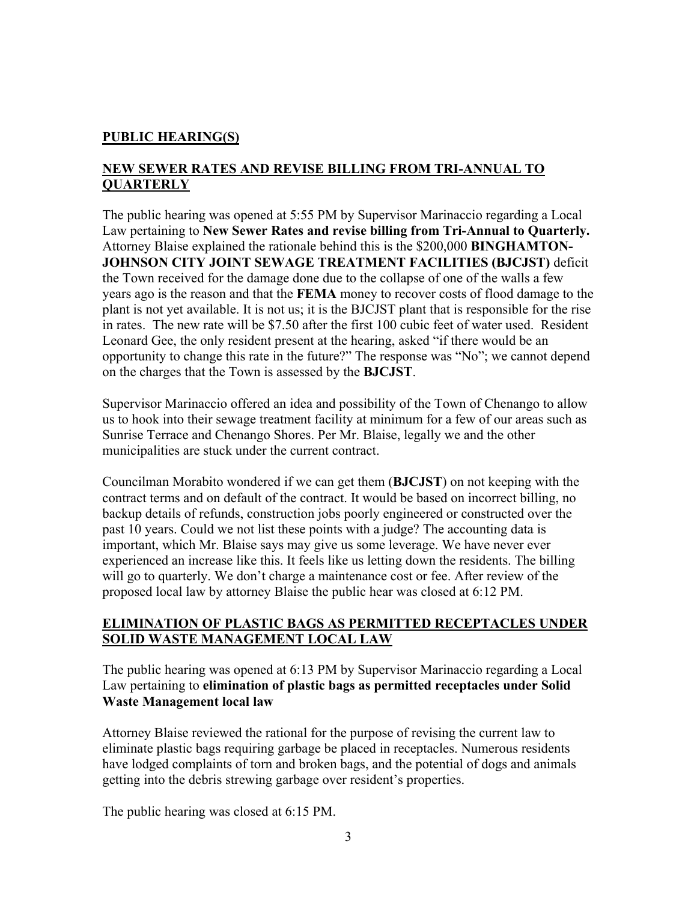## PUBLIC HEARING(S)

### NEW SEWER RATES AND REVISE BILLING FROM TRI-ANNUAL TO QUARTERLY

The public hearing was opened at 5:55 PM by Supervisor Marinaccio regarding a Local Law pertaining to **New Sewer Rates and revise billing from Tri-Annual to Quarterly.** Attorney Blaise explained the rationale behind this is the $200,000 **BINGHAMTON-JOHNSON CITY JOINT SEWAGE TREATMENT FACILITIES (BJCJST)** deficit the Town received for the damage done due to the collapse of one of the walls a few years ago is the reason and that the **FEMA** money to recover costs of flood damage to the plant is not yet available. It is not us; it is the BJCJST plant that is responsible for the rise in rates. The new rate will be $7.50 after the first 100 cubic feet of water used. Resident Leonard Gee, the only resident present at the hearing, asked "if there would be an opportunity to change this rate in the future?" The response was "No"; we cannot depend on the charges that the Town is assessed by the **BJCJST**.

Supervisor Marinaccio offered an idea and possibility of the Town of Chenango to allow us to hook into their sewage treatment facility at minimum for a few of our areas such as Sunrise Terrace and Chenango Shores. Per Mr. Blaise, legally we and the other municipalities are stuck under the current contract.

Councilman Morabito wondered if we can get them (**BJCJST**) on not keeping with the contract terms and on default of the contract. It would be based on incorrect billing, no backup details of refunds, construction jobs poorly engineered or constructed over the past 10 years. Could we not list these points with a judge? The accounting data is important, which Mr. Blaise says may give us some leverage. We have never ever experienced an increase like this. It feels like us letting down the residents. The billing will go to quarterly. We don't charge a maintenance cost or fee. After review of the proposed local law by attorney Blaise the public hear was closed at 6:12 PM.

### ELIMINATION OF PLASTIC BAGS AS PERMITTED RECEPTACLES UNDER SOLID WASTE MANAGEMENT LOCAL LAW

The public hearing was opened at 6:13 PM by Supervisor Marinaccio regarding a Local Law pertaining to **elimination of plastic bags as permitted receptacles under Solid Waste Management local law**

Attorney Blaise reviewed the rational for the purpose of revising the current law to eliminate plastic bags requiring garbage be placed in receptacles. Numerous residents have lodged complaints of torn and broken bags, and the potential of dogs and animals getting into the debris strewing garbage over resident's properties.

The public hearing was closed at 6:15 PM.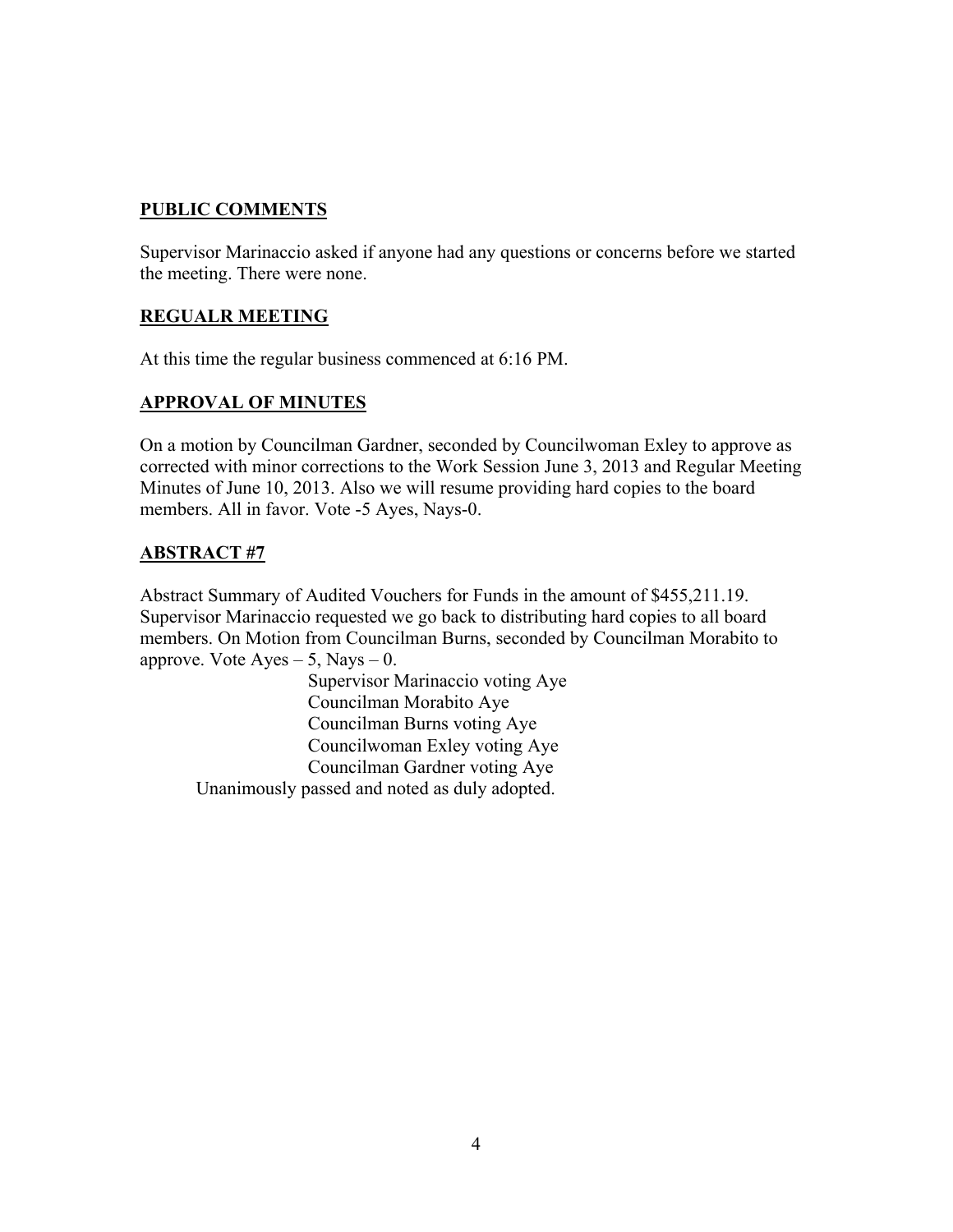**PUBLIC COMMENTS**

Supervisor Marinaccio asked if anyone had any questions or concerns before we started the meeting. There were none.

**REGUALR MEETING**

At this time the regular business commenced at 6:16 PM.

**APPROVAL OF MINUTES**

On a motion by Councilman Gardner, seconded by Councilwoman Exley to approve as corrected with minor corrections to the Work Session June 3, 2013 and Regular Meeting Minutes of June 10, 2013. Also we will resume providing hard copies to the board members. All in favor. Vote -5 Ayes, Nays-0.

**ABSTRACT #7**

Abstract Summary of Audited Vouchers for Funds in the amount of $455,211.19. Supervisor Marinaccio requested we go back to distributing hard copies to all board members. On Motion from Councilman Burns, seconded by Councilman Morabito to approve. Vote Ayes – 5, Nays – 0.

Supervisor Marinaccio voting Aye
Councilman Morabito Aye
Councilman Burns voting Aye
Councilwoman Exley voting Aye
Councilman Gardner voting Aye

Unanimously passed and noted as duly adopted.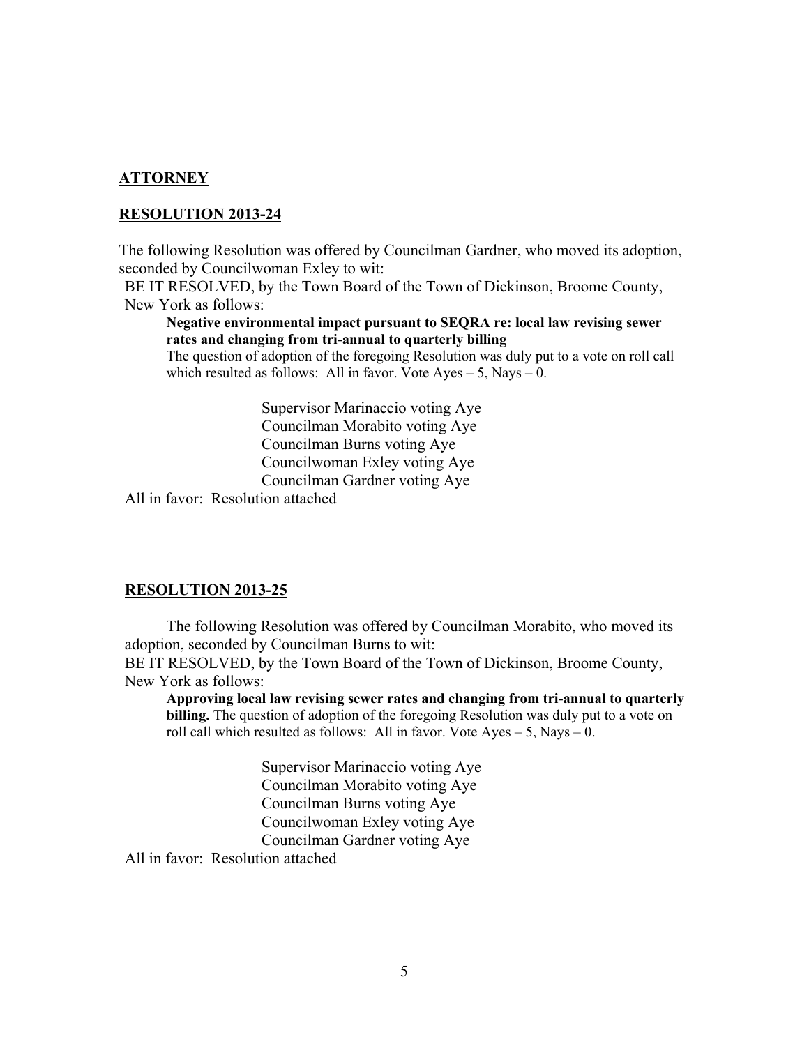**ATTORNEY**

**RESOLUTION 2013-24**

The following Resolution was offered by Councilman Gardner, who moved its adoption, seconded by Councilwoman Exley to wit:

BE IT RESOLVED, by the Town Board of the Town of Dickinson, Broome County, New York as follows:

**Negative environmental impact pursuant to SEQRA re: local law revising sewer rates and changing from tri-annual to quarterly billing**

The question of adoption of the foregoing Resolution was duly put to a vote on roll call which resulted as follows: All in favor. Vote Ayes – 5, Nays – 0.

Supervisor Marinaccio voting Aye
Councilman Morabito voting Aye
Councilman Burns voting Aye
Councilwoman Exley voting Aye
Councilman Gardner voting Aye

All in favor: Resolution attached

**RESOLUTION 2013-25**

The following Resolution was offered by Councilman Morabito, who moved its adoption, seconded by Councilman Burns to wit:

BE IT RESOLVED, by the Town Board of the Town of Dickinson, Broome County, New York as follows:

**Approving local law revising sewer rates and changing from tri-annual to quarterly billing.** The question of adoption of the foregoing Resolution was duly put to a vote on roll call which resulted as follows: All in favor. Vote Ayes – 5, Nays – 0.

Supervisor Marinaccio voting Aye
Councilman Morabito voting Aye
Councilman Burns voting Aye
Councilwoman Exley voting Aye
Councilman Gardner voting Aye

All in favor: Resolution attached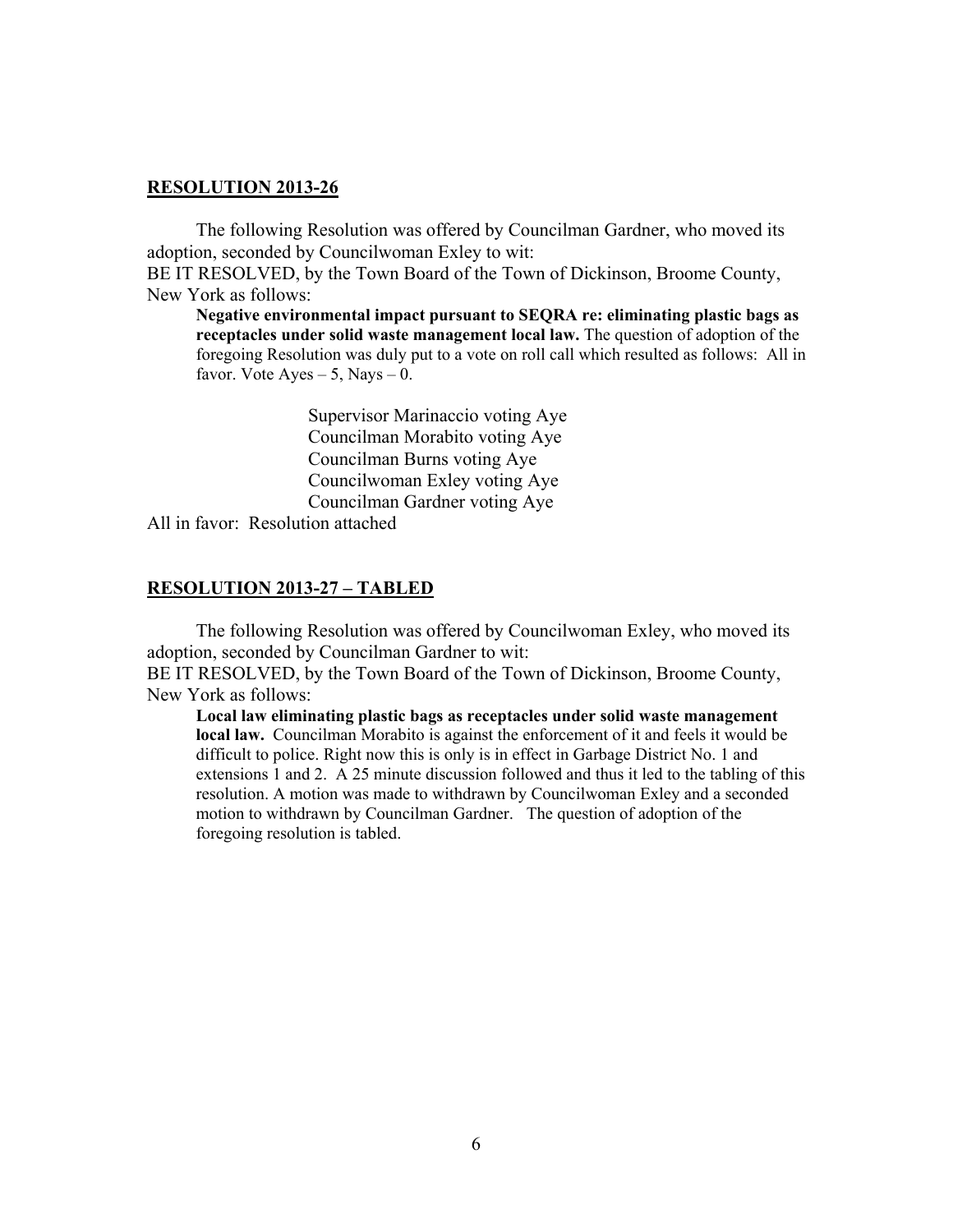**RESOLUTION 2013-26**

The following Resolution was offered by Councilman Gardner, who moved its adoption, seconded by Councilwoman Exley to wit:

BE IT RESOLVED, by the Town Board of the Town of Dickinson, Broome County, New York as follows:

**Negative environmental impact pursuant to SEQRA re: eliminating plastic bags as receptacles under solid waste management local law.** The question of adoption of the foregoing Resolution was duly put to a vote on roll call which resulted as follows: All in favor. Vote Ayes – 5, Nays – 0.

Supervisor Marinaccio voting Aye
Councilman Morabito voting Aye
Councilman Burns voting Aye
Councilwoman Exley voting Aye
Councilman Gardner voting Aye

All in favor: Resolution attached

**RESOLUTION 2013-27 – TABLED**

The following Resolution was offered by Councilwoman Exley, who moved its adoption, seconded by Councilman Gardner to wit:

BE IT RESOLVED, by the Town Board of the Town of Dickinson, Broome County, New York as follows:

**Local law eliminating plastic bags as receptacles under solid waste management local law.** Councilman Morabito is against the enforcement of it and feels it would be difficult to police. Right now this is only is in effect in Garbage District No. 1 and extensions 1 and 2. A 25 minute discussion followed and thus it led to the tabling of this resolution. A motion was made to withdrawn by Councilwoman Exley and a seconded motion to withdrawn by Councilman Gardner. The question of adoption of the foregoing resolution is tabled.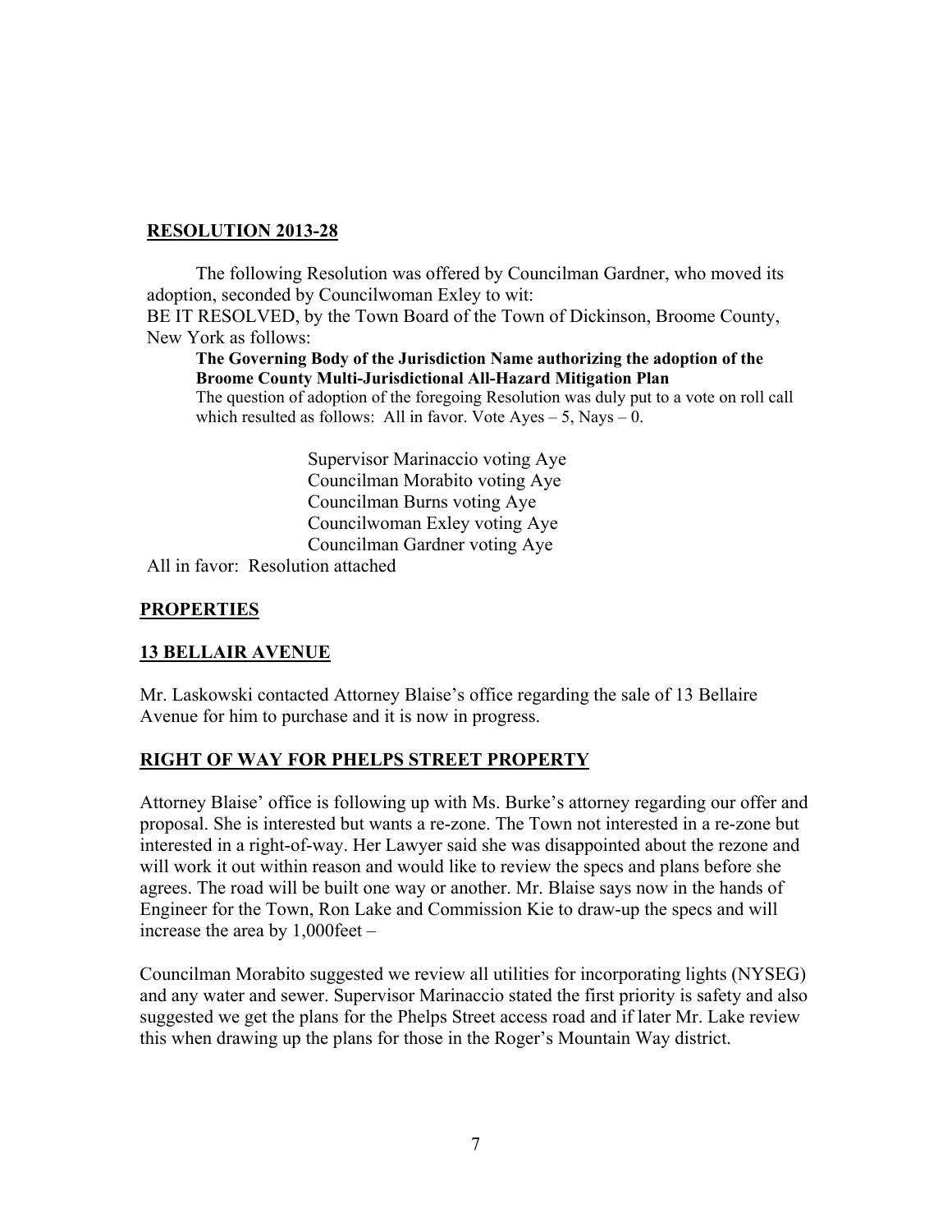**RESOLUTION 2013-28**

The following Resolution was offered by Councilman Gardner, who moved its adoption, seconded by Councilwoman Exley to wit:

BE IT RESOLVED, by the Town Board of the Town of Dickinson, Broome County, New York as follows:

**The Governing Body of the Jurisdiction Name authorizing the adoption of the Broome County Multi-Jurisdictional All-Hazard Mitigation Plan**

The question of adoption of the foregoing Resolution was duly put to a vote on roll call which resulted as follows: All in favor. Vote Ayes – 5, Nays – 0.

Supervisor Marinaccio voting Aye
Councilman Morabito voting Aye
Councilman Burns voting Aye
Councilwoman Exley voting Aye
Councilman Gardner voting Aye

All in favor: Resolution attached

**PROPERTIES**

**13 BELLAIR AVENUE**

Mr. Laskowski contacted Attorney Blaise's office regarding the sale of 13 Bellaire Avenue for him to purchase and it is now in progress.

**RIGHT OF WAY FOR PHELPS STREET PROPERTY**

Attorney Blaise' office is following up with Ms. Burke's attorney regarding our offer and proposal. She is interested but wants a re-zone. The Town not interested in a re-zone but interested in a right-of-way. Her Lawyer said she was disappointed about the rezone and will work it out within reason and would like to review the specs and plans before she agrees. The road will be built one way or another. Mr. Blaise says now in the hands of Engineer for the Town, Ron Lake and Commission Kie to draw-up the specs and will increase the area by 1,000feet –

Councilman Morabito suggested we review all utilities for incorporating lights (NYSEG) and any water and sewer. Supervisor Marinaccio stated the first priority is safety and also suggested we get the plans for the Phelps Street access road and if later Mr. Lake review this when drawing up the plans for those in the Roger's Mountain Way district.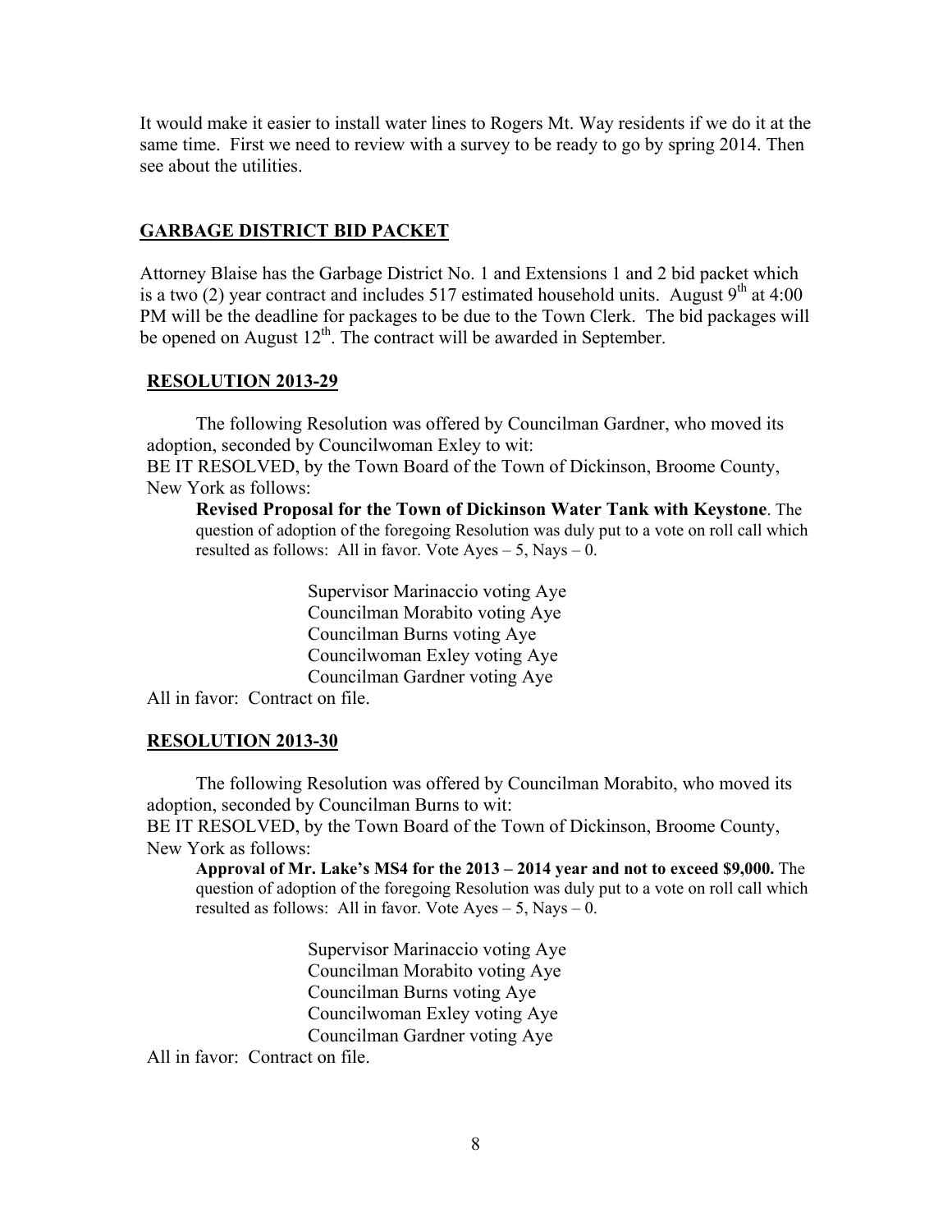It would make it easier to install water lines to Rogers Mt. Way residents if we do it at the same time. First we need to review with a survey to be ready to go by spring 2014. Then see about the utilities.

## GARBAGE DISTRICT BID PACKET

Attorney Blaise has the Garbage District No. 1 and Extensions 1 and 2 bid packet which is a two (2) year contract and includes 517 estimated household units. August 9th at 4:00 PM will be the deadline for packages to be due to the Town Clerk. The bid packages will be opened on August 12th. The contract will be awarded in September.

## RESOLUTION 2013-29

The following Resolution was offered by Councilman Gardner, who moved its adoption, seconded by Councilwoman Exley to wit:

BE IT RESOLVED, by the Town Board of the Town of Dickinson, Broome County, New York as follows:

**Revised Proposal for the Town of Dickinson Water Tank with Keystone**. The question of adoption of the foregoing Resolution was duly put to a vote on roll call which resulted as follows: All in favor. Vote Ayes – 5, Nays – 0.

Supervisor Marinaccio voting Aye
Councilman Morabito voting Aye
Councilman Burns voting Aye
Councilwoman Exley voting Aye
Councilman Gardner voting Aye

All in favor: Contract on file.

## RESOLUTION 2013-30

The following Resolution was offered by Councilman Morabito, who moved its adoption, seconded by Councilman Burns to wit:

BE IT RESOLVED, by the Town Board of the Town of Dickinson, Broome County, New York as follows:

**Approval of Mr. Lake's MS4 for the 2013 – 2014 year and not to exceed $9,000.** The question of adoption of the foregoing Resolution was duly put to a vote on roll call which resulted as follows: All in favor. Vote Ayes – 5, Nays – 0.

Supervisor Marinaccio voting Aye
Councilman Morabito voting Aye
Councilman Burns voting Aye
Councilwoman Exley voting Aye
Councilman Gardner voting Aye

All in favor: Contract on file.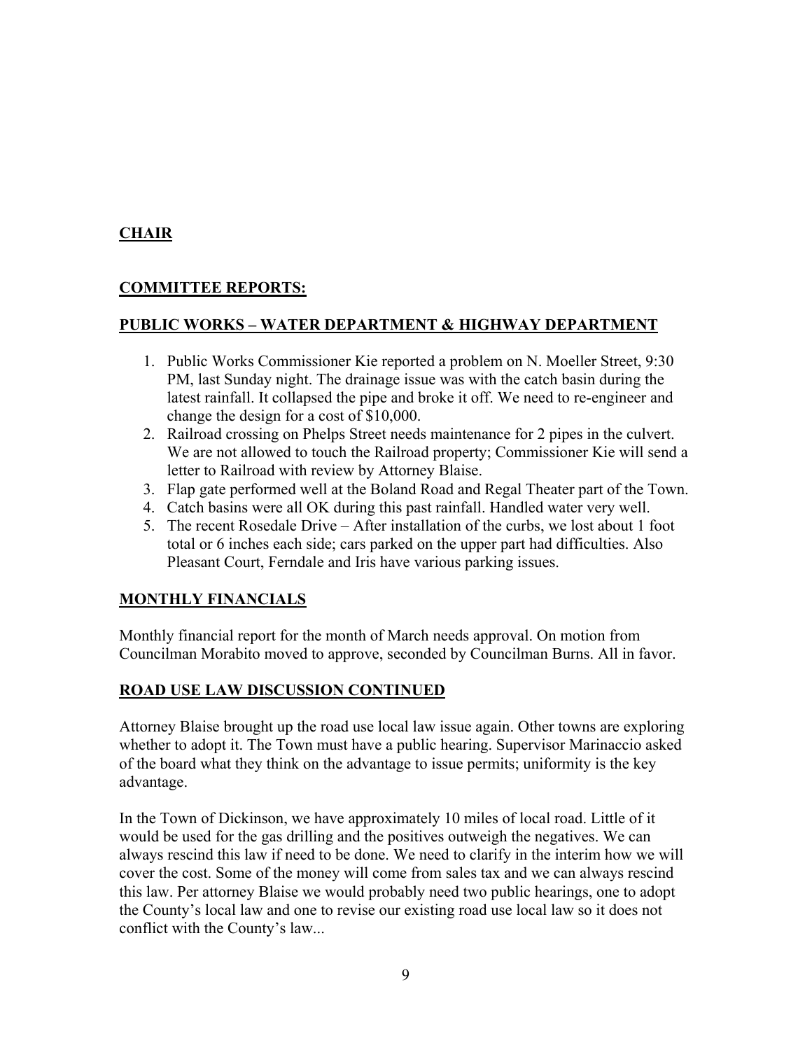**CHAIR**

**COMMITTEE REPORTS:**

**PUBLIC WORKS – WATER DEPARTMENT & HIGHWAY DEPARTMENT**

1. Public Works Commissioner Kie reported a problem on N. Moeller Street, 9:30 PM, last Sunday night. The drainage issue was with the catch basin during the latest rainfall. It collapsed the pipe and broke it off. We need to re-engineer and change the design for a cost of $10,000.
2. Railroad crossing on Phelps Street needs maintenance for 2 pipes in the culvert. We are not allowed to touch the Railroad property; Commissioner Kie will send a letter to Railroad with review by Attorney Blaise.
3. Flap gate performed well at the Boland Road and Regal Theater part of the Town.
4. Catch basins were all OK during this past rainfall. Handled water very well.
5. The recent Rosedale Drive – After installation of the curbs, we lost about 1 foot total or 6 inches each side; cars parked on the upper part had difficulties. Also Pleasant Court, Ferndale and Iris have various parking issues.

**MONTHLY FINANCIALS**

Monthly financial report for the month of March needs approval. On motion from Councilman Morabito moved to approve, seconded by Councilman Burns. All in favor.

**ROAD USE LAW DISCUSSION CONTINUED**

Attorney Blaise brought up the road use local law issue again. Other towns are exploring whether to adopt it. The Town must have a public hearing. Supervisor Marinaccio asked of the board what they think on the advantage to issue permits; uniformity is the key advantage.

In the Town of Dickinson, we have approximately 10 miles of local road. Little of it would be used for the gas drilling and the positives outweigh the negatives. We can always rescind this law if need to be done. We need to clarify in the interim how we will cover the cost. Some of the money will come from sales tax and we can always rescind this law. Per attorney Blaise we would probably need two public hearings, one to adopt the County's local law and one to revise our existing road use local law so it does not conflict with the County's law...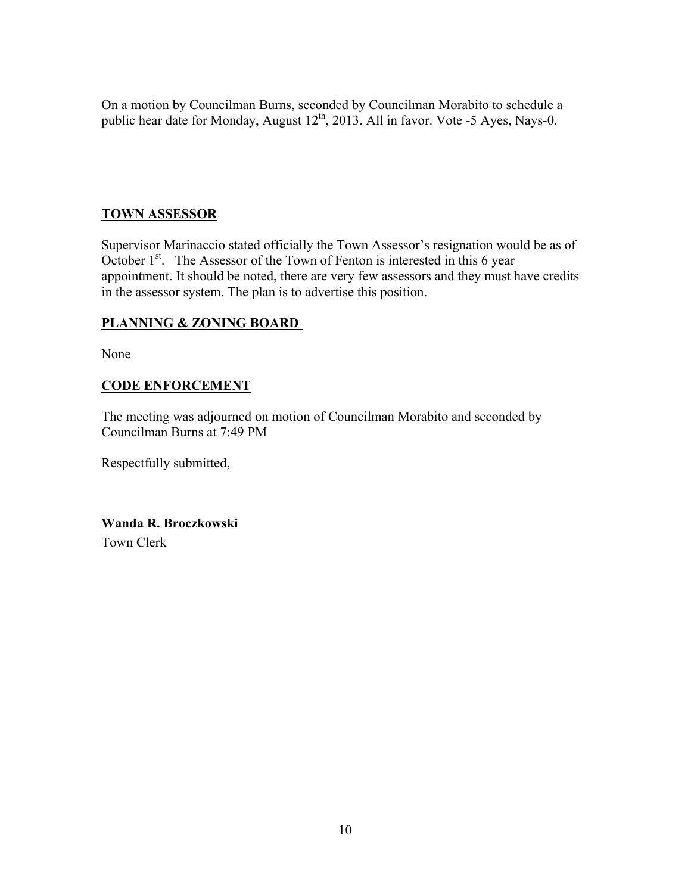On a motion by Councilman Burns, seconded by Councilman Morabito to schedule a public hear date for Monday, August 12th, 2013. All in favor. Vote -5 Ayes, Nays-0.

## TOWN ASSESSOR

Supervisor Marinaccio stated officially the Town Assessor's resignation would be as of October 1st. The Assessor of the Town of Fenton is interested in this 6 year appointment. It should be noted, there are very few assessors and they must have credits in the assessor system. The plan is to advertise this position.

## PLANNING & ZONING BOARD

None

## CODE ENFORCEMENT

The meeting was adjourned on motion of Councilman Morabito and seconded by Councilman Burns at 7:49 PM

Respectfully submitted,

**Wanda R. Broczkowski**
Town Clerk